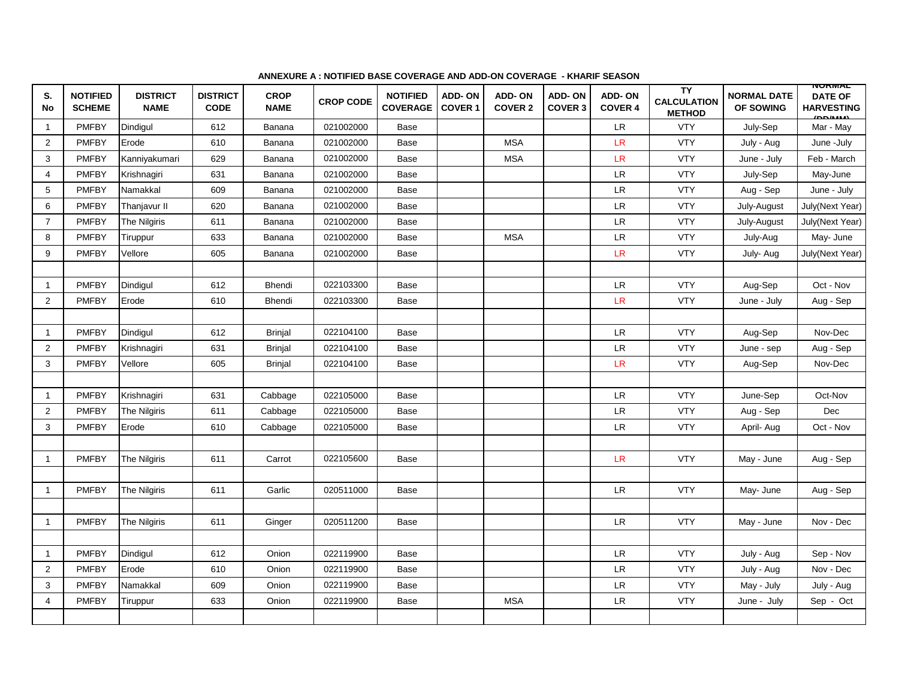**ANNEXURE A : NOTIFIED BASE COVERAGE AND ADD-ON COVERAGE - KHARIF SEASON**

| S. No | NOTIFIED SCHEME | DISTRICT NAME | DISTRICT CODE | CROP NAME | CROP CODE | NOTIFIED COVERAGE | ADD- ON COVER 1 | ADD- ON COVER 2 | ADD- ON COVER 3 | ADD- ON COVER 4 | TY CALCULATION METHOD | NORMAL DATE OF SOWING | NORMAL DATE OF HARVESTING (DD/MM) |
|---|---|---|---|---|---|---|---|---|---|---|---|---|---|
| 1 | PMFBY | Dindigul | 612 | Banana | 021002000 | Base | | | | LR | VTY | July-Sep | Mar - May |
| 2 | PMFBY | Erode | 610 | Banana | 021002000 | Base | | MSA | | LR | VTY | July - Aug | June -July |
| 3 | PMFBY | Kanniyakumari | 629 | Banana | 021002000 | Base | | MSA | | LR | VTY | June - July | Feb - March |
| 4 | PMFBY | Krishnagiri | 631 | Banana | 021002000 | Base | | | | LR | VTY | July-Sep | May-June |
| 5 | PMFBY | Namakkal | 609 | Banana | 021002000 | Base | | | | LR | VTY | Aug - Sep | June - July |
| 6 | PMFBY | Thanjavur II | 620 | Banana | 021002000 | Base | | | | LR | VTY | July-August | July(Next Year) |
| 7 | PMFBY | The Nilgiris | 611 | Banana | 021002000 | Base | | | | LR | VTY | July-August | July(Next Year) |
| 8 | PMFBY | Tiruppur | 633 | Banana | 021002000 | Base | | MSA | | LR | VTY | July-Aug | May- June |
| 9 | PMFBY | Vellore | 605 | Banana | 021002000 | Base | | | | LR | VTY | July- Aug | July(Next Year) |
| | | | | | | | | | | | | | |
| 1 | PMFBY | Dindigul | 612 | Bhendi | 022103300 | Base | | | | LR | VTY | Aug-Sep | Oct - Nov |
| 2 | PMFBY | Erode | 610 | Bhendi | 022103300 | Base | | | | LR | VTY | June - July | Aug - Sep |
| | | | | | | | | | | | | | |
| 1 | PMFBY | Dindigul | 612 | Brinjal | 022104100 | Base | | | | LR | VTY | Aug-Sep | Nov-Dec |
| 2 | PMFBY | Krishnagiri | 631 | Brinjal | 022104100 | Base | | | | LR | VTY | June - sep | Aug - Sep |
| 3 | PMFBY | Vellore | 605 | Brinjal | 022104100 | Base | | | | LR | VTY | Aug-Sep | Nov-Dec |
| | | | | | | | | | | | | | |
| 1 | PMFBY | Krishnagiri | 631 | Cabbage | 022105000 | Base | | | | LR | VTY | June-Sep | Oct-Nov |
| 2 | PMFBY | The Nilgiris | 611 | Cabbage | 022105000 | Base | | | | LR | VTY | Aug - Sep | Dec |
| 3 | PMFBY | Erode | 610 | Cabbage | 022105000 | Base | | | | LR | VTY | April- Aug | Oct - Nov |
| | | | | | | | | | | | | | |
| 1 | PMFBY | The Nilgiris | 611 | Carrot | 022105600 | Base | | | | LR | VTY | May - June | Aug - Sep |
| | | | | | | | | | | | | | |
| 1 | PMFBY | The Nilgiris | 611 | Garlic | 020511000 | Base | | | | LR | VTY | May- June | Aug - Sep |
| | | | | | | | | | | | | | |
| 1 | PMFBY | The Nilgiris | 611 | Ginger | 020511200 | Base | | | | LR | VTY | May - June | Nov - Dec |
| | | | | | | | | | | | | | |
| 1 | PMFBY | Dindigul | 612 | Onion | 022119900 | Base | | | | LR | VTY | July - Aug | Sep - Nov |
| 2 | PMFBY | Erode | 610 | Onion | 022119900 | Base | | | | LR | VTY | July - Aug | Nov - Dec |
| 3 | PMFBY | Namakkal | 609 | Onion | 022119900 | Base | | | | LR | VTY | May - July | July - Aug |
| 4 | PMFBY | Tiruppur | 633 | Onion | 022119900 | Base | | MSA | | LR | VTY | June - July | Sep - Oct |
| | | | | | | | | | | | | | |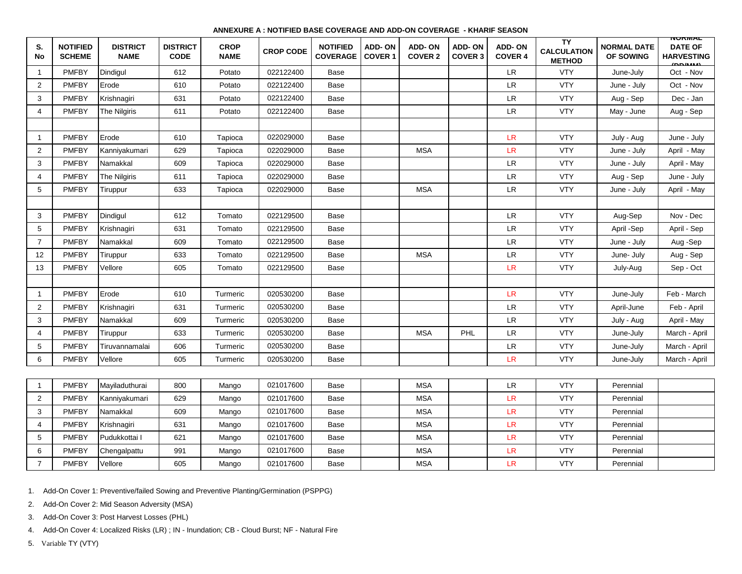**ANNEXURE A : NOTIFIED BASE COVERAGE AND ADD-ON COVERAGE - KHARIF SEASON**

| S. No | NOTIFIED SCHEME | DISTRICT NAME | DISTRICT CODE | CROP NAME | CROP CODE | NOTIFIED COVERAGE | ADD- ON COVER 1 | ADD- ON COVER 2 | ADD- ON COVER 3 | ADD- ON COVER 4 | TY CALCULATION METHOD | NORMAL DATE OF SOWING | NORMAL DATE OF HARVESTING (DD/MM) |
|---|---|---|---|---|---|---|---|---|---|---|---|---|---|
| 1 | PMFBY | Dindigul | 612 | Potato | 022122400 | Base | | | | LR | VTY | June-July | Oct - Nov |
| 2 | PMFBY | Erode | 610 | Potato | 022122400 | Base | | | | LR | VTY | June - July | Oct - Nov |
| 3 | PMFBY | Krishnagiri | 631 | Potato | 022122400 | Base | | | | LR | VTY | Aug - Sep | Dec - Jan |
| 4 | PMFBY | The Nilgiris | 611 | Potato | 022122400 | Base | | | | LR | VTY | May - June | Aug - Sep |
| | | | | | | | | | | | | | |
| 1 | PMFBY | Erode | 610 | Tapioca | 022029000 | Base | | | | LR | VTY | July - Aug | June - July |
| 2 | PMFBY | Kanniyakumari | 629 | Tapioca | 022029000 | Base | | MSA | | LR | VTY | June - July | April - May |
| 3 | PMFBY | Namakkal | 609 | Tapioca | 022029000 | Base | | | | LR | VTY | June - July | April - May |
| 4 | PMFBY | The Nilgiris | 611 | Tapioca | 022029000 | Base | | | | LR | VTY | Aug - Sep | June - July |
| 5 | PMFBY | Tiruppur | 633 | Tapioca | 022029000 | Base | | MSA | | LR | VTY | June - July | April - May |
| | | | | | | | | | | | | | |
| 3 | PMFBY | Dindigul | 612 | Tomato | 022129500 | Base | | | | LR | VTY | Aug-Sep | Nov - Dec |
| 5 | PMFBY | Krishnagiri | 631 | Tomato | 022129500 | Base | | | | LR | VTY | April -Sep | April - Sep |
| 7 | PMFBY | Namakkal | 609 | Tomato | 022129500 | Base | | | | LR | VTY | June - July | Aug -Sep |
| 12 | PMFBY | Tiruppur | 633 | Tomato | 022129500 | Base | | MSA | | LR | VTY | June- July | Aug - Sep |
| 13 | PMFBY | Vellore | 605 | Tomato | 022129500 | Base | | | | LR | VTY | July-Aug | Sep - Oct |
| | | | | | | | | | | | | | |
| 1 | PMFBY | Erode | 610 | Turmeric | 020530200 | Base | | | | LR | VTY | June-July | Feb - March |
| 2 | PMFBY | Krishnagiri | 631 | Turmeric | 020530200 | Base | | | | LR | VTY | April-June | Feb - April |
| 3 | PMFBY | Namakkal | 609 | Turmeric | 020530200 | Base | | | | LR | VTY | July - Aug | April - May |
| 4 | PMFBY | Tiruppur | 633 | Turmeric | 020530200 | Base | | MSA | PHL | LR | VTY | June-July | March - April |
| 5 | PMFBY | Tiruvannamalai | 606 | Turmeric | 020530200 | Base | | | | LR | VTY | June-July | March - April |
| 6 | PMFBY | Vellore | 605 | Turmeric | 020530200 | Base | | | | LR | VTY | June-July | March - April |
| | | | | | | | | | | | | | |
| 1 | PMFBY | Mayiladuthurai | 800 | Mango | 021017600 | Base | | MSA | | LR | VTY | Perennial | |
| 2 | PMFBY | Kanniyakumari | 629 | Mango | 021017600 | Base | | MSA | | LR | VTY | Perennial | |
| 3 | PMFBY | Namakkal | 609 | Mango | 021017600 | Base | | MSA | | LR | VTY | Perennial | |
| 4 | PMFBY | Krishnagiri | 631 | Mango | 021017600 | Base | | MSA | | LR | VTY | Perennial | |
| 5 | PMFBY | Pudukkottai I | 621 | Mango | 021017600 | Base | | MSA | | LR | VTY | Perennial | |
| 6 | PMFBY | Chengalpattu | 991 | Mango | 021017600 | Base | | MSA | | LR | VTY | Perennial | |
| 7 | PMFBY | Vellore | 605 | Mango | 021017600 | Base | | MSA | | LR | VTY | Perennial | |

1. Add-On Cover 1: Preventive/failed Sowing and Preventive Planting/Germination (PSPPG)
2. Add-On Cover 2: Mid Season Adversity (MSA)
3. Add-On Cover 3: Post Harvest Losses (PHL)
4. Add-On Cover 4: Localized Risks (LR) ; IN - Inundation; CB - Cloud Burst; NF - Natural Fire
5. Variable TY (VTY)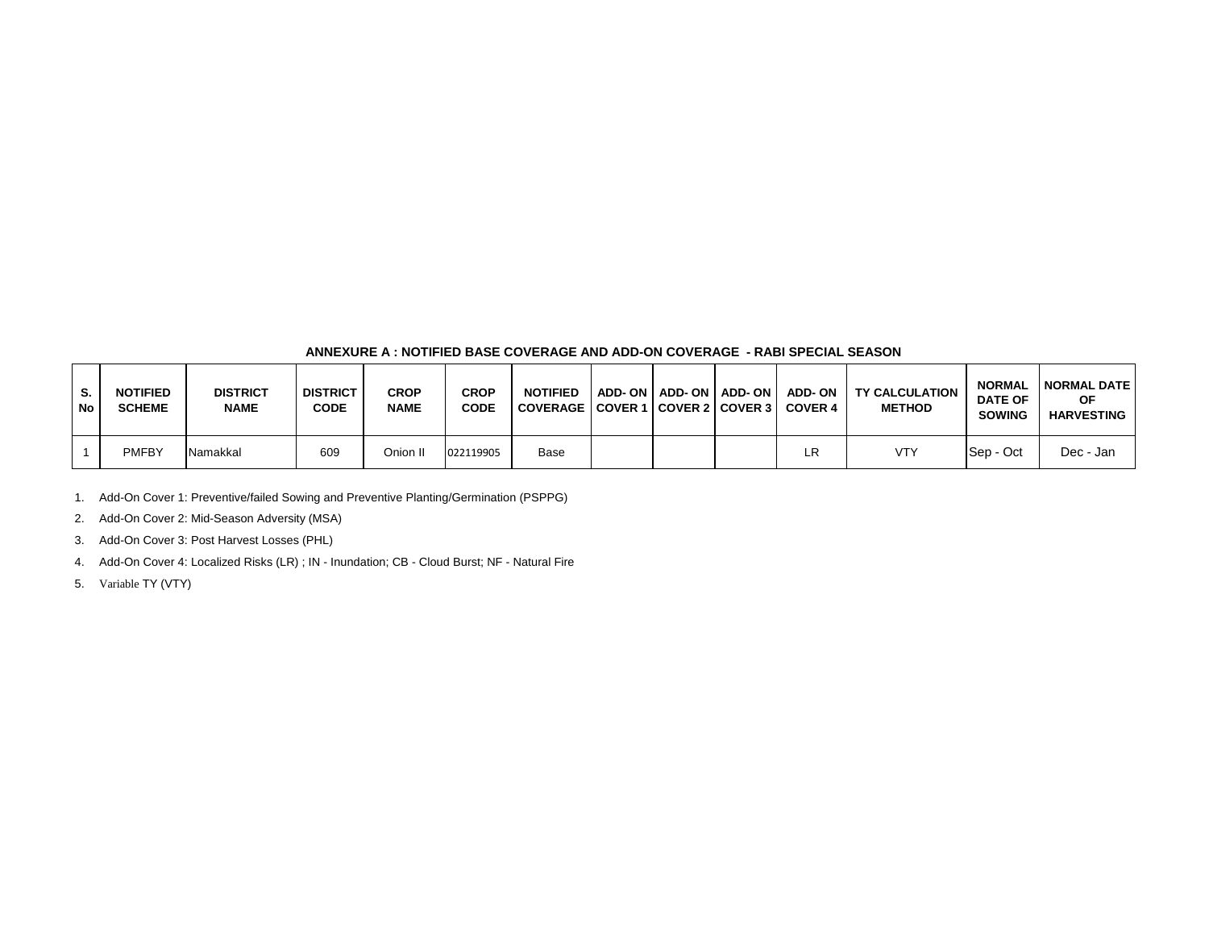**ANNEXURE A : NOTIFIED BASE COVERAGE AND ADD-ON COVERAGE - RABI SPECIAL SEASON**

| S. No | NOTIFIED SCHEME | DISTRICT NAME | DISTRICT CODE | CROP NAME | CROP CODE | NOTIFIED COVERAGE | ADD- ON COVER 1 | ADD- ON COVER 2 | ADD- ON COVER 3 | ADD- ON COVER 4 | TY CALCULATION METHOD | NORMAL DATE OF SOWING | NORMAL DATE OF HARVESTING |
|---|---|---|---|---|---|---|---|---|---|---|---|---|---|
| 1 | PMFBY | Namakkal | 609 | Onion II | 022119905 | Base | | | | LR | VTY | Sep - Oct | Dec - Jan |

1. Add-On Cover 1: Preventive/failed Sowing and Preventive Planting/Germination (PSPPG)
2. Add-On Cover 2: Mid-Season Adversity (MSA)
3. Add-On Cover 3: Post Harvest Losses (PHL)
4. Add-On Cover 4: Localized Risks (LR) ; IN - Inundation; CB - Cloud Burst; NF - Natural Fire
5. Variable TY (VTY)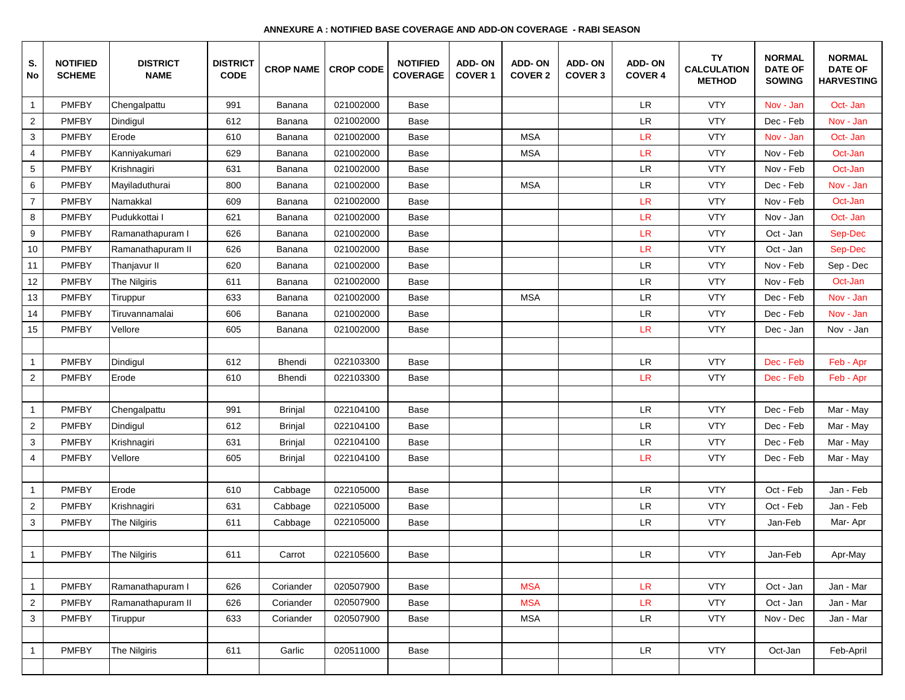**ANNEXURE A : NOTIFIED BASE COVERAGE AND ADD-ON COVERAGE - RABI SEASON**

| S. No | NOTIFIED SCHEME | DISTRICT NAME | DISTRICT CODE | CROP NAME | CROP CODE | NOTIFIED COVERAGE | ADD- ON COVER 1 | ADD- ON COVER 2 | ADD- ON COVER 3 | ADD- ON COVER 4 | TY CALCULATION METHOD | NORMAL DATE OF SOWING | NORMAL DATE OF HARVESTING |
|---|---|---|---|---|---|---|---|---|---|---|---|---|---|
| 1 | PMFBY | Chengalpattu | 991 | Banana | 021002000 | Base | | | | LR | VTY | Nov - Jan | Oct- Jan |
| 2 | PMFBY | Dindigul | 612 | Banana | 021002000 | Base | | | | LR | VTY | Dec - Feb | Nov - Jan |
| 3 | PMFBY | Erode | 610 | Banana | 021002000 | Base | | MSA | | LR | VTY | Nov - Jan | Oct- Jan |
| 4 | PMFBY | Kanniyakumari | 629 | Banana | 021002000 | Base | | MSA | | LR | VTY | Nov - Feb | Oct-Jan |
| 5 | PMFBY | Krishnagiri | 631 | Banana | 021002000 | Base | | | | LR | VTY | Nov - Feb | Oct-Jan |
| 6 | PMFBY | Mayiladuthurai | 800 | Banana | 021002000 | Base | | MSA | | LR | VTY | Dec - Feb | Nov - Jan |
| 7 | PMFBY | Namakkal | 609 | Banana | 021002000 | Base | | | | LR | VTY | Nov - Feb | Oct-Jan |
| 8 | PMFBY | Pudukkottai I | 621 | Banana | 021002000 | Base | | | | LR | VTY | Nov - Jan | Oct- Jan |
| 9 | PMFBY | Ramanathapuram I | 626 | Banana | 021002000 | Base | | | | LR | VTY | Oct - Jan | Sep-Dec |
| 10 | PMFBY | Ramanathapuram II | 626 | Banana | 021002000 | Base | | | | LR | VTY | Oct - Jan | Sep-Dec |
| 11 | PMFBY | Thanjavur II | 620 | Banana | 021002000 | Base | | | | LR | VTY | Nov - Feb | Sep - Dec |
| 12 | PMFBY | The Nilgiris | 611 | Banana | 021002000 | Base | | | | LR | VTY | Nov - Feb | Oct-Jan |
| 13 | PMFBY | Tiruppur | 633 | Banana | 021002000 | Base | | MSA | | LR | VTY | Dec - Feb | Nov - Jan |
| 14 | PMFBY | Tiruvannamalai | 606 | Banana | 021002000 | Base | | | | LR | VTY | Dec - Feb | Nov - Jan |
| 15 | PMFBY | Vellore | 605 | Banana | 021002000 | Base | | | | LR | VTY | Dec - Jan | Nov - Jan |
| | | | | | | | | | | | | | |
| 1 | PMFBY | Dindigul | 612 | Bhendi | 022103300 | Base | | | | LR | VTY | Dec - Feb | Feb - Apr |
| 2 | PMFBY | Erode | 610 | Bhendi | 022103300 | Base | | | | LR | VTY | Dec - Feb | Feb - Apr |
| | | | | | | | | | | | | | |
| 1 | PMFBY | Chengalpattu | 991 | Brinjal | 022104100 | Base | | | | LR | VTY | Dec - Feb | Mar - May |
| 2 | PMFBY | Dindigul | 612 | Brinjal | 022104100 | Base | | | | LR | VTY | Dec - Feb | Mar - May |
| 3 | PMFBY | Krishnagiri | 631 | Brinjal | 022104100 | Base | | | | LR | VTY | Dec - Feb | Mar - May |
| 4 | PMFBY | Vellore | 605 | Brinjal | 022104100 | Base | | | | LR | VTY | Dec - Feb | Mar - May |
| | | | | | | | | | | | | | |
| 1 | PMFBY | Erode | 610 | Cabbage | 022105000 | Base | | | | LR | VTY | Oct - Feb | Jan - Feb |
| 2 | PMFBY | Krishnagiri | 631 | Cabbage | 022105000 | Base | | | | LR | VTY | Oct - Feb | Jan - Feb |
| 3 | PMFBY | The Nilgiris | 611 | Cabbage | 022105000 | Base | | | | LR | VTY | Jan-Feb | Mar- Apr |
| | | | | | | | | | | | | | |
| 1 | PMFBY | The Nilgiris | 611 | Carrot | 022105600 | Base | | | | LR | VTY | Jan-Feb | Apr-May |
| | | | | | | | | | | | | | |
| 1 | PMFBY | Ramanathapuram I | 626 | Coriander | 020507900 | Base | | MSA | | LR | VTY | Oct - Jan | Jan - Mar |
| 2 | PMFBY | Ramanathapuram II | 626 | Coriander | 020507900 | Base | | MSA | | LR | VTY | Oct - Jan | Jan - Mar |
| 3 | PMFBY | Tiruppur | 633 | Coriander | 020507900 | Base | | MSA | | LR | VTY | Nov - Dec | Jan - Mar |
| | | | | | | | | | | | | | |
| 1 | PMFBY | The Nilgiris | 611 | Garlic | 020511000 | Base | | | | LR | VTY | Oct-Jan | Feb-April |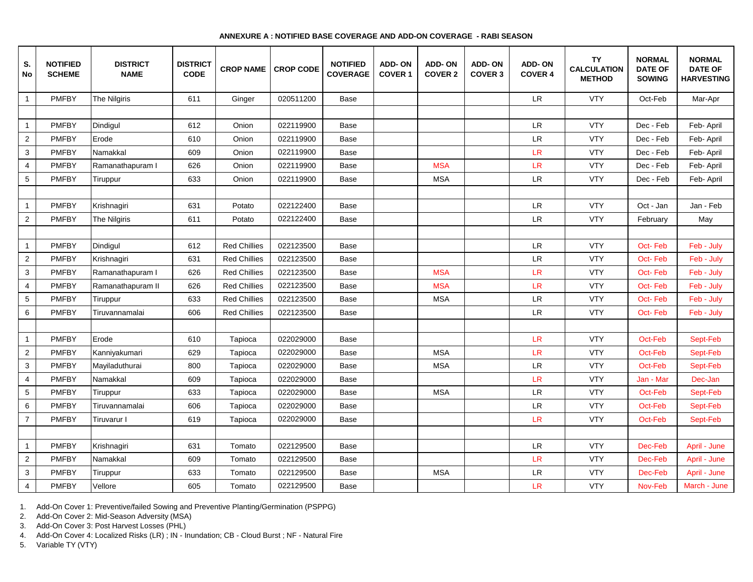**ANNEXURE A : NOTIFIED BASE COVERAGE AND ADD-ON COVERAGE - RABI SEASON**

| S. No | NOTIFIED SCHEME | DISTRICT NAME | DISTRICT CODE | CROP NAME | CROP CODE | NOTIFIED COVERAGE | ADD- ON COVER 1 | ADD- ON COVER 2 | ADD- ON COVER 3 | ADD- ON COVER 4 | TY CALCULATION METHOD | NORMAL DATE OF SOWING | NORMAL DATE OF HARVESTING |
|---|---|---|---|---|---|---|---|---|---|---|---|---|---|
| 1 | PMFBY | The Nilgiris | 611 | Ginger | 020511200 | Base | | | | LR | VTY | Oct-Feb | Mar-Apr |
| | | | | | | | | | | | | | |
| 1 | PMFBY | Dindigul | 612 | Onion | 022119900 | Base | | | | LR | VTY | Dec - Feb | Feb- April |
| 2 | PMFBY | Erode | 610 | Onion | 022119900 | Base | | | | LR | VTY | Dec - Feb | Feb- April |
| 3 | PMFBY | Namakkal | 609 | Onion | 022119900 | Base | | | | LR | VTY | Dec - Feb | Feb- April |
| 4 | PMFBY | Ramanathapuram I | 626 | Onion | 022119900 | Base | | MSA | | LR | VTY | Dec - Feb | Feb- April |
| 5 | PMFBY | Tiruppur | 633 | Onion | 022119900 | Base | | MSA | | LR | VTY | Dec - Feb | Feb- April |
| | | | | | | | | | | | | | |
| 1 | PMFBY | Krishnagiri | 631 | Potato | 022122400 | Base | | | | LR | VTY | Oct - Jan | Jan - Feb |
| 2 | PMFBY | The Nilgiris | 611 | Potato | 022122400 | Base | | | | LR | VTY | February | May |
| | | | | | | | | | | | | | |
| 1 | PMFBY | Dindigul | 612 | Red Chillies | 022123500 | Base | | | | LR | VTY | Oct- Feb | Feb - July |
| 2 | PMFBY | Krishnagiri | 631 | Red Chillies | 022123500 | Base | | | | LR | VTY | Oct- Feb | Feb - July |
| 3 | PMFBY | Ramanathapuram I | 626 | Red Chillies | 022123500 | Base | | MSA | | LR | VTY | Oct- Feb | Feb - July |
| 4 | PMFBY | Ramanathapuram II | 626 | Red Chillies | 022123500 | Base | | MSA | | LR | VTY | Oct- Feb | Feb - July |
| 5 | PMFBY | Tiruppur | 633 | Red Chillies | 022123500 | Base | | MSA | | LR | VTY | Oct- Feb | Feb - July |
| 6 | PMFBY | Tiruvannamalai | 606 | Red Chillies | 022123500 | Base | | | | LR | VTY | Oct- Feb | Feb - July |
| | | | | | | | | | | | | | |
| 1 | PMFBY | Erode | 610 | Tapioca | 022029000 | Base | | | | LR | VTY | Oct-Feb | Sept-Feb |
| 2 | PMFBY | Kanniyakumari | 629 | Tapioca | 022029000 | Base | | MSA | | LR | VTY | Oct-Feb | Sept-Feb |
| 3 | PMFBY | Mayiladuthurai | 800 | Tapioca | 022029000 | Base | | MSA | | LR | VTY | Oct-Feb | Sept-Feb |
| 4 | PMFBY | Namakkal | 609 | Tapioca | 022029000 | Base | | | | LR | VTY | Jan - Mar | Dec-Jan |
| 5 | PMFBY | Tiruppur | 633 | Tapioca | 022029000 | Base | | MSA | | LR | VTY | Oct-Feb | Sept-Feb |
| 6 | PMFBY | Tiruvannamalai | 606 | Tapioca | 022029000 | Base | | | | LR | VTY | Oct-Feb | Sept-Feb |
| 7 | PMFBY | Tiruvarur I | 619 | Tapioca | 022029000 | Base | | | | LR | VTY | Oct-Feb | Sept-Feb |
| | | | | | | | | | | | | | |
| 1 | PMFBY | Krishnagiri | 631 | Tomato | 022129500 | Base | | | | LR | VTY | Dec-Feb | April - June |
| 2 | PMFBY | Namakkal | 609 | Tomato | 022129500 | Base | | | | LR | VTY | Dec-Feb | April - June |
| 3 | PMFBY | Tiruppur | 633 | Tomato | 022129500 | Base | | MSA | | LR | VTY | Dec-Feb | April - June |
| 4 | PMFBY | Vellore | 605 | Tomato | 022129500 | Base | | | | LR | VTY | Nov-Feb | March - June |

1. Add-On Cover 1: Preventive/failed Sowing and Preventive Planting/Germination (PSPPG)
2. Add-On Cover 2: Mid-Season Adversity (MSA)
3. Add-On Cover 3: Post Harvest Losses (PHL)
4. Add-On Cover 4: Localized Risks (LR) ; IN - Inundation; CB - Cloud Burst ; NF - Natural Fire
5. Variable TY (VTY)